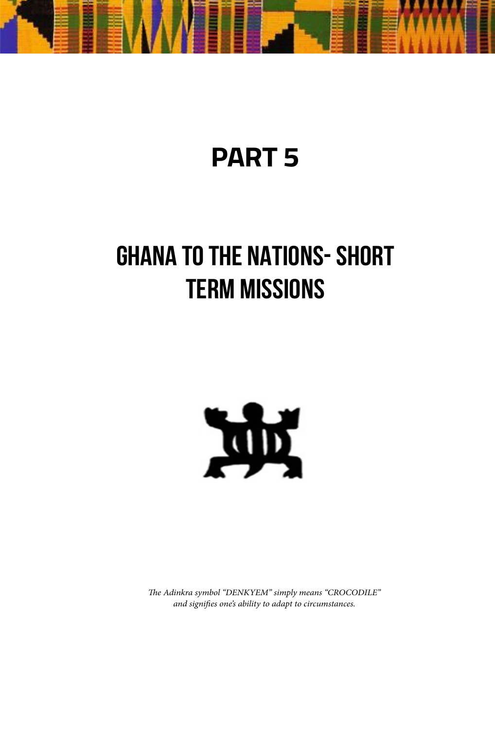# PART 5

## GHANA TO THE NATIONS- SHORT TERM MISSIONS

*The Adinkra symbol "DENKYEM" simply means "CROCODILE" and signifies one's ability to adapt to circumstances.*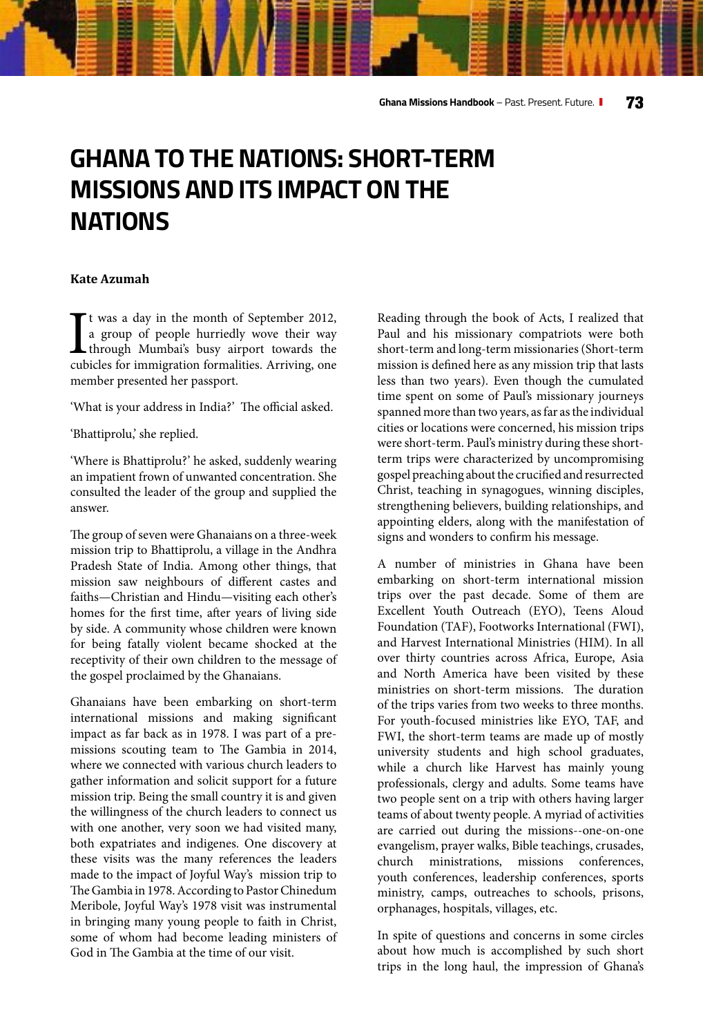# GHANA TO THE NATIONS: SHORT-TERM MISSIONS AND ITS IMPACT ON THE NATIONS

**Kate Azumah**

It was a day in the month of September 2012, a group of people hurriedly wove their way through Mumbai's busy airport towards the cubicles for immigration formalities. Arriving, one member presented her passport.

'What is your address in India?' The official asked.

'Bhattiprolu,' she replied.

'Where is Bhattiprolu?' he asked, suddenly wearing an impatient frown of unwanted concentration. She consulted the leader of the group and supplied the answer.

The group of seven were Ghanaians on a three-week mission trip to Bhattiprolu, a village in the Andhra Pradesh State of India. Among other things, that mission saw neighbours of different castes and faiths—Christian and Hindu—visiting each other's homes for the first time, after years of living side by side. A community whose children were known for being fatally violent became shocked at the receptivity of their own children to the message of the gospel proclaimed by the Ghanaians.

Ghanaians have been embarking on short-term international missions and making significant impact as far back as in 1978. I was part of a pre-missions scouting team to The Gambia in 2014, where we connected with various church leaders to gather information and solicit support for a future mission trip. Being the small country it is and given the willingness of the church leaders to connect us with one another, very soon we had visited many, both expatriates and indigenes. One discovery at these visits was the many references the leaders made to the impact of Joyful Way's mission trip to The Gambia in 1978. According to Pastor Chinedum Meribole, Joyful Way's 1978 visit was instrumental in bringing many young people to faith in Christ, some of whom had become leading ministers of God in The Gambia at the time of our visit.

Reading through the book of Acts, I realized that Paul and his missionary compatriots were both short-term and long-term missionaries (Short-term mission is defined here as any mission trip that lasts less than two years). Even though the cumulated time spent on some of Paul's missionary journeys spanned more than two years, as far as the individual cities or locations were concerned, his mission trips were short-term. Paul's ministry during these short-term trips were characterized by uncompromising gospel preaching about the crucified and resurrected Christ, teaching in synagogues, winning disciples, strengthening believers, building relationships, and appointing elders, along with the manifestation of signs and wonders to confirm his message.

A number of ministries in Ghana have been embarking on short-term international mission trips over the past decade. Some of them are Excellent Youth Outreach (EYO), Teens Aloud Foundation (TAF), Footworks International (FWI), and Harvest International Ministries (HIM). In all over thirty countries across Africa, Europe, Asia and North America have been visited by these ministries on short-term missions. The duration of the trips varies from two weeks to three months. For youth-focused ministries like EYO, TAF, and FWI, the short-term teams are made up of mostly university students and high school graduates, while a church like Harvest has mainly young professionals, clergy and adults. Some teams have two people sent on a trip with others having larger teams of about twenty people. A myriad of activities are carried out during the missions--one-on-one evangelism, prayer walks, Bible teachings, crusades, church ministrations, missions conferences, youth conferences, leadership conferences, sports ministry, camps, outreaches to schools, prisons, orphanages, hospitals, villages, etc.

In spite of questions and concerns in some circles about how much is accomplished by such short trips in the long haul, the impression of Ghana's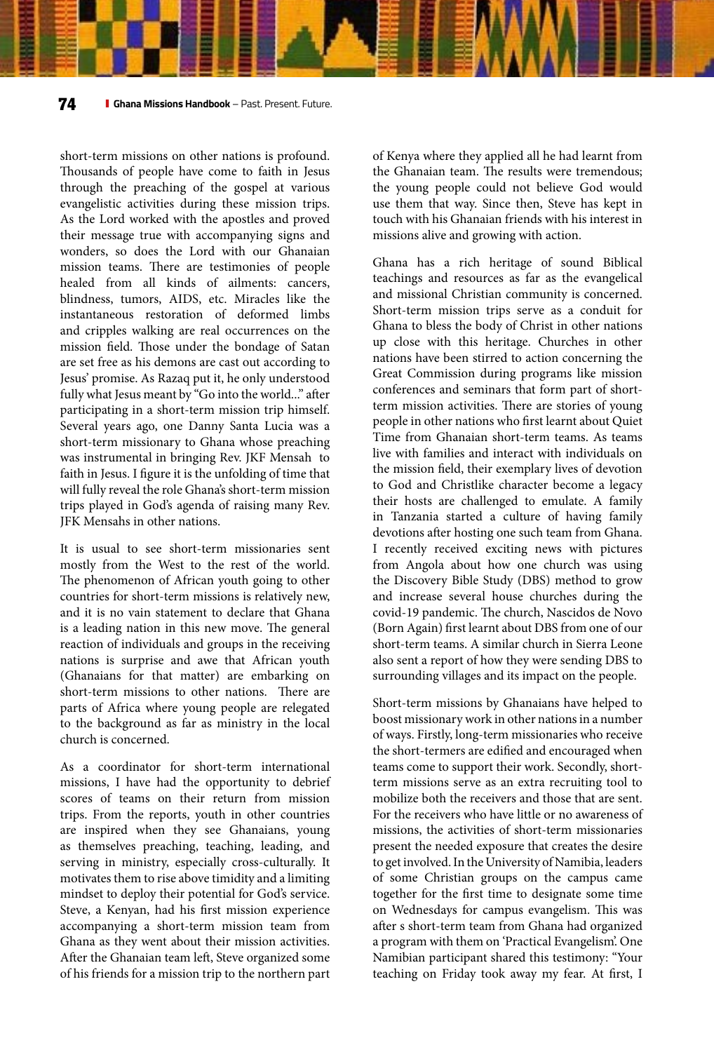short-term missions on other nations is profound. Thousands of people have come to faith in Jesus through the preaching of the gospel at various evangelistic activities during these mission trips. As the Lord worked with the apostles and proved their message true with accompanying signs and wonders, so does the Lord with our Ghanaian mission teams. There are testimonies of people healed from all kinds of ailments: cancers, blindness, tumors, AIDS, etc. Miracles like the instantaneous restoration of deformed limbs and cripples walking are real occurrences on the mission field. Those under the bondage of Satan are set free as his demons are cast out according to Jesus' promise. As Razaq put it, he only understood fully what Jesus meant by "Go into the world..." after participating in a short-term mission trip himself. Several years ago, one Danny Santa Lucia was a short-term missionary to Ghana whose preaching was instrumental in bringing Rev. JKF Mensah to faith in Jesus. I figure it is the unfolding of time that will fully reveal the role Ghana's short-term mission trips played in God's agenda of raising many Rev. JFK Mensahs in other nations.

It is usual to see short-term missionaries sent mostly from the West to the rest of the world. The phenomenon of African youth going to other countries for short-term missions is relatively new, and it is no vain statement to declare that Ghana is a leading nation in this new move. The general reaction of individuals and groups in the receiving nations is surprise and awe that African youth (Ghanaians for that matter) are embarking on short-term missions to other nations. There are parts of Africa where young people are relegated to the background as far as ministry in the local church is concerned.

As a coordinator for short-term international missions, I have had the opportunity to debrief scores of teams on their return from mission trips. From the reports, youth in other countries are inspired when they see Ghanaians, young as themselves preaching, teaching, leading, and serving in ministry, especially cross-culturally. It motivates them to rise above timidity and a limiting mindset to deploy their potential for God's service. Steve, a Kenyan, had his first mission experience accompanying a short-term mission team from Ghana as they went about their mission activities. After the Ghanaian team left, Steve organized some of his friends for a mission trip to the northern part of Kenya where they applied all he had learnt from the Ghanaian team. The results were tremendous; the young people could not believe God would use them that way. Since then, Steve has kept in touch with his Ghanaian friends with his interest in missions alive and growing with action.

Ghana has a rich heritage of sound Biblical teachings and resources as far as the evangelical and missional Christian community is concerned. Short-term mission trips serve as a conduit for Ghana to bless the body of Christ in other nations up close with this heritage. Churches in other nations have been stirred to action concerning the Great Commission during programs like mission conferences and seminars that form part of short-term mission activities. There are stories of young people in other nations who first learnt about Quiet Time from Ghanaian short-term teams. As teams live with families and interact with individuals on the mission field, their exemplary lives of devotion to God and Christlike character become a legacy their hosts are challenged to emulate. A family in Tanzania started a culture of having family devotions after hosting one such team from Ghana. I recently received exciting news with pictures from Angola about how one church was using the Discovery Bible Study (DBS) method to grow and increase several house churches during the covid-19 pandemic. The church, Nascidos de Novo (Born Again) first learnt about DBS from one of our short-term teams. A similar church in Sierra Leone also sent a report of how they were sending DBS to surrounding villages and its impact on the people.

Short-term missions by Ghanaians have helped to boost missionary work in other nations in a number of ways. Firstly, long-term missionaries who receive the short-termers are edified and encouraged when teams come to support their work. Secondly, short-term missions serve as an extra recruiting tool to mobilize both the receivers and those that are sent. For the receivers who have little or no awareness of missions, the activities of short-term missionaries present the needed exposure that creates the desire to get involved. In the University of Namibia, leaders of some Christian groups on the campus came together for the first time to designate some time on Wednesdays for campus evangelism. This was after s short-term team from Ghana had organized a program with them on 'Practical Evangelism'. One Namibian participant shared this testimony: "Your teaching on Friday took away my fear. At first, I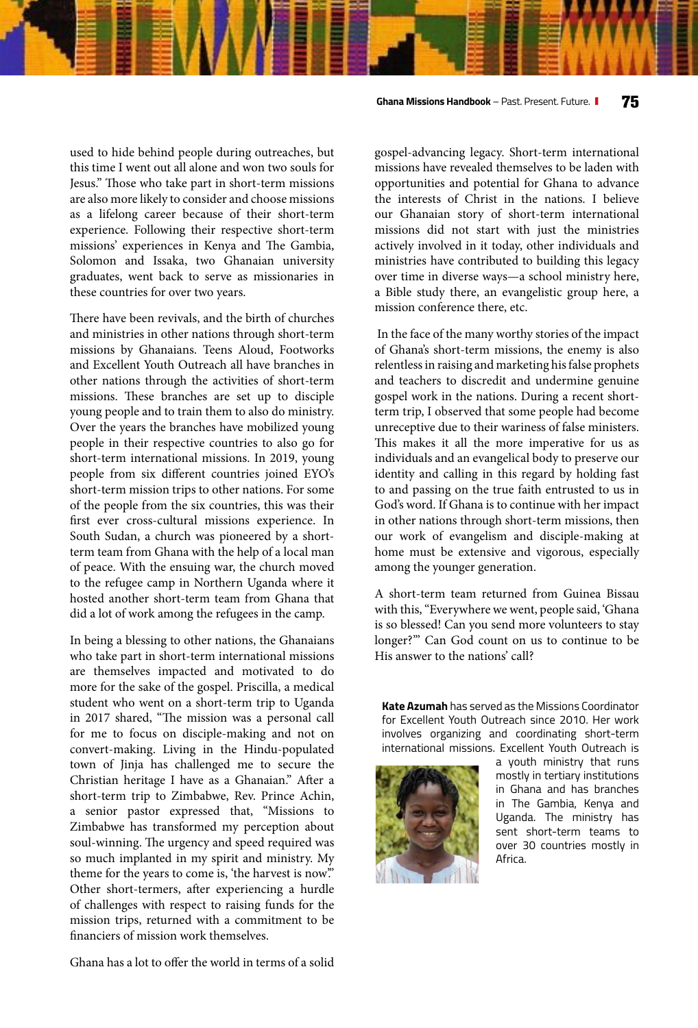used to hide behind people during outreaches, but this time I went out all alone and won two souls for Jesus." Those who take part in short-term missions are also more likely to consider and choose missions as a lifelong career because of their short-term experience. Following their respective short-term missions' experiences in Kenya and The Gambia, Solomon and Issaka, two Ghanaian university graduates, went back to serve as missionaries in these countries for over two years.

There have been revivals, and the birth of churches and ministries in other nations through short-term missions by Ghanaians. Teens Aloud, Footworks and Excellent Youth Outreach all have branches in other nations through the activities of short-term missions. These branches are set up to disciple young people and to train them to also do ministry. Over the years the branches have mobilized young people in their respective countries to also go for short-term international missions. In 2019, young people from six different countries joined EYO's short-term mission trips to other nations. For some of the people from the six countries, this was their first ever cross-cultural missions experience. In South Sudan, a church was pioneered by a short-term team from Ghana with the help of a local man of peace. With the ensuing war, the church moved to the refugee camp in Northern Uganda where it hosted another short-term team from Ghana that did a lot of work among the refugees in the camp.

In being a blessing to other nations, the Ghanaians who take part in short-term international missions are themselves impacted and motivated to do more for the sake of the gospel. Priscilla, a medical student who went on a short-term trip to Uganda in 2017 shared, "The mission was a personal call for me to focus on disciple-making and not on convert-making. Living in the Hindu-populated town of Jinja has challenged me to secure the Christian heritage I have as a Ghanaian." After a short-term trip to Zimbabwe, Rev. Prince Achin, a senior pastor expressed that, "Missions to Zimbabwe has transformed my perception about soul-winning. The urgency and speed required was so much implanted in my spirit and ministry. My theme for the years to come is, 'the harvest is now.'" Other short-termers, after experiencing a hurdle of challenges with respect to raising funds for the mission trips, returned with a commitment to be financiers of mission work themselves.

Ghana has a lot to offer the world in terms of a solid gospel-advancing legacy. Short-term international missions have revealed themselves to be laden with opportunities and potential for Ghana to advance the interests of Christ in the nations. I believe our Ghanaian story of short-term international missions did not start with just the ministries actively involved in it today, other individuals and ministries have contributed to building this legacy over time in diverse ways—a school ministry here, a Bible study there, an evangelistic group here, a mission conference there, etc.

In the face of the many worthy stories of the impact of Ghana's short-term missions, the enemy is also relentless in raising and marketing his false prophets and teachers to discredit and undermine genuine gospel work in the nations. During a recent short-term trip, I observed that some people had become unreceptive due to their wariness of false ministers. This makes it all the more imperative for us as individuals and an evangelical body to preserve our identity and calling in this regard by holding fast to and passing on the true faith entrusted to us in God's word. If Ghana is to continue with her impact in other nations through short-term missions, then our work of evangelism and disciple-making at home must be extensive and vigorous, especially among the younger generation.

A short-term team returned from Guinea Bissau with this, "Everywhere we went, people said, 'Ghana is so blessed! Can you send more volunteers to stay longer?'" Can God count on us to continue to be His answer to the nations' call?

**Kate Azumah** has served as the Missions Coordinator for Excellent Youth Outreach since 2010. Her work involves organizing and coordinating short-term international missions. Excellent Youth Outreach is a youth ministry that runs mostly in tertiary institutions in Ghana and has branches in The Gambia, Kenya and Uganda. The ministry has sent short-term teams to over 30 countries mostly in Africa.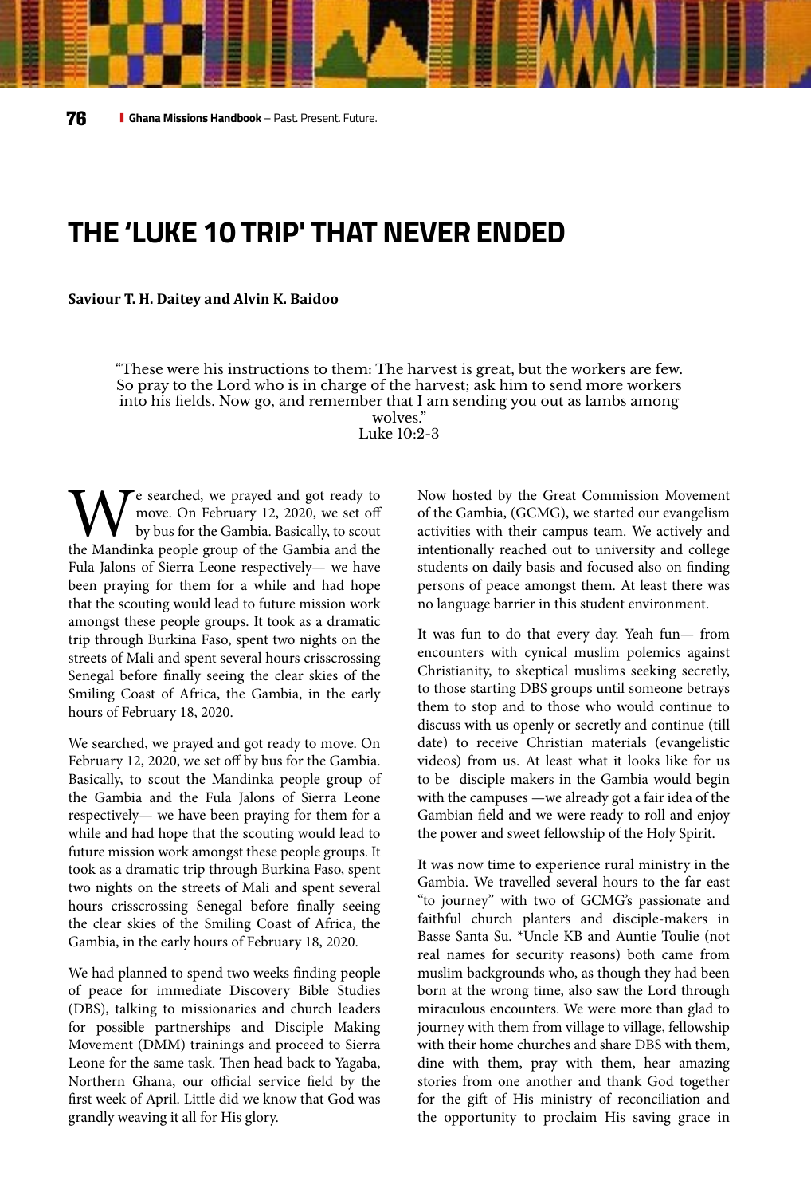# THE 'LUKE 10 TRIP' THAT NEVER ENDED

**Saviour T. H. Daitey and Alvin K. Baidoo**

> "These were his instructions to them: The harvest is great, but the workers are few. So pray to the Lord who is in charge of the harvest; ask him to send more workers into his fields. Now go, and remember that I am sending you out as lambs among wolves."
> Luke 10:2-3

We searched, we prayed and got ready to move. On February 12, 2020, we set off by bus for the Gambia. Basically, to scout the Mandinka people group of the Gambia and the Fula Jalons of Sierra Leone respectively— we have been praying for them for a while and had hope that the scouting would lead to future mission work amongst these people groups. It took as a dramatic trip through Burkina Faso, spent two nights on the streets of Mali and spent several hours crisscrossing Senegal before finally seeing the clear skies of the Smiling Coast of Africa, the Gambia, in the early hours of February 18, 2020.

We searched, we prayed and got ready to move. On February 12, 2020, we set off by bus for the Gambia. Basically, to scout the Mandinka people group of the Gambia and the Fula Jalons of Sierra Leone respectively— we have been praying for them for a while and had hope that the scouting would lead to future mission work amongst these people groups. It took as a dramatic trip through Burkina Faso, spent two nights on the streets of Mali and spent several hours crisscrossing Senegal before finally seeing the clear skies of the Smiling Coast of Africa, the Gambia, in the early hours of February 18, 2020.

We had planned to spend two weeks finding people of peace for immediate Discovery Bible Studies (DBS), talking to missionaries and church leaders for possible partnerships and Disciple Making Movement (DMM) trainings and proceed to Sierra Leone for the same task. Then head back to Yagaba, Northern Ghana, our official service field by the first week of April. Little did we know that God was grandly weaving it all for His glory.

Now hosted by the Great Commission Movement of the Gambia, (GCMG), we started our evangelism activities with their campus team. We actively and intentionally reached out to university and college students on daily basis and focused also on finding persons of peace amongst them. At least there was no language barrier in this student environment.

It was fun to do that every day. Yeah fun— from encounters with cynical muslim polemics against Christianity, to skeptical muslims seeking secretly, to those starting DBS groups until someone betrays them to stop and to those who would continue to discuss with us openly or secretly and continue (till date) to receive Christian materials (evangelistic videos) from us. At least what it looks like for us to be disciple makers in the Gambia would begin with the campuses —we already got a fair idea of the Gambian field and we were ready to roll and enjoy the power and sweet fellowship of the Holy Spirit.

It was now time to experience rural ministry in the Gambia. We travelled several hours to the far east "to journey" with two of GCMG's passionate and faithful church planters and disciple-makers in Basse Santa Su. *Uncle KB and Auntie Toulie (not real names for security reasons) both came from muslim backgrounds who, as though they had been born at the wrong time, also saw the Lord through miraculous encounters. We were more than glad to journey with them from village to village, fellowship with their home churches and share DBS with them, dine with them, pray with them, hear amazing stories from one another and thank God together for the gift of His ministry of reconciliation and the opportunity to proclaim His saving grace in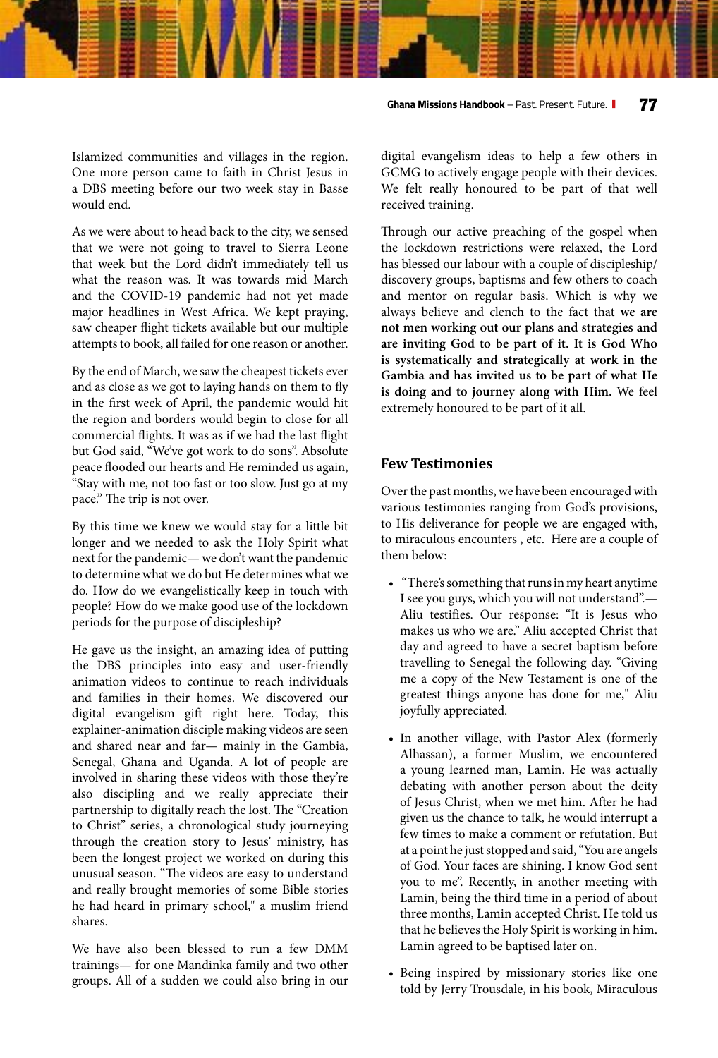Islamized communities and villages in the region. One more person came to faith in Christ Jesus in a DBS meeting before our two week stay in Basse would end.

As we were about to head back to the city, we sensed that we were not going to travel to Sierra Leone that week but the Lord didn't immediately tell us what the reason was. It was towards mid March and the COVID-19 pandemic had not yet made major headlines in West Africa. We kept praying, saw cheaper flight tickets available but our multiple attempts to book, all failed for one reason or another.

By the end of March, we saw the cheapest tickets ever and as close as we got to laying hands on them to fly in the first week of April, the pandemic would hit the region and borders would begin to close for all commercial flights. It was as if we had the last flight but God said, "We've got work to do sons". Absolute peace flooded our hearts and He reminded us again, "Stay with me, not too fast or too slow. Just go at my pace." The trip is not over.

By this time we knew we would stay for a little bit longer and we needed to ask the Holy Spirit what next for the pandemic— we don't want the pandemic to determine what we do but He determines what we do. How do we evangelistically keep in touch with people? How do we make good use of the lockdown periods for the purpose of discipleship?

He gave us the insight, an amazing idea of putting the DBS principles into easy and user-friendly animation videos to continue to reach individuals and families in their homes. We discovered our digital evangelism gift right here. Today, this explainer-animation disciple making videos are seen and shared near and far— mainly in the Gambia, Senegal, Ghana and Uganda. A lot of people are involved in sharing these videos with those they're also discipling and we really appreciate their partnership to digitally reach the lost. The "Creation to Christ" series, a chronological study journeying through the creation story to Jesus' ministry, has been the longest project we worked on during this unusual season. "The videos are easy to understand and really brought memories of some Bible stories he had heard in primary school," a muslim friend shares.

We have also been blessed to run a few DMM trainings— for one Mandinka family and two other groups. All of a sudden we could also bring in our digital evangelism ideas to help a few others in GCMG to actively engage people with their devices. We felt really honoured to be part of that well received training.

Through our active preaching of the gospel when the lockdown restrictions were relaxed, the Lord has blessed our labour with a couple of discipleship/discovery groups, baptisms and few others to coach and mentor on regular basis. Which is why we always believe and clench to the fact that **we are not men working out our plans and strategies and are inviting God to be part of it. It is God Who is systematically and strategically at work in the Gambia and has invited us to be part of what He is doing and to journey along with Him.** We feel extremely honoured to be part of it all.

## Few Testimonies

Over the past months, we have been encouraged with various testimonies ranging from God's provisions, to His deliverance for people we are engaged with, to miraculous encounters , etc. Here are a couple of them below:

- "There's something that runs in my heart anytime I see you guys, which you will not understand".— Aliu testifies. Our response: "It is Jesus who makes us who we are." Aliu accepted Christ that day and agreed to have a secret baptism before travelling to Senegal the following day. "Giving me a copy of the New Testament is one of the greatest things anyone has done for me," Aliu joyfully appreciated.
- In another village, with Pastor Alex (formerly Alhassan), a former Muslim, we encountered a young learned man, Lamin. He was actually debating with another person about the deity of Jesus Christ, when we met him. After he had given us the chance to talk, he would interrupt a few times to make a comment or refutation. But at a point he just stopped and said, "You are angels of God. Your faces are shining. I know God sent you to me". Recently, in another meeting with Lamin, being the third time in a period of about three months, Lamin accepted Christ. He told us that he believes the Holy Spirit is working in him. Lamin agreed to be baptised later on.
- Being inspired by missionary stories like one told by Jerry Trousdale, in his book, Miraculous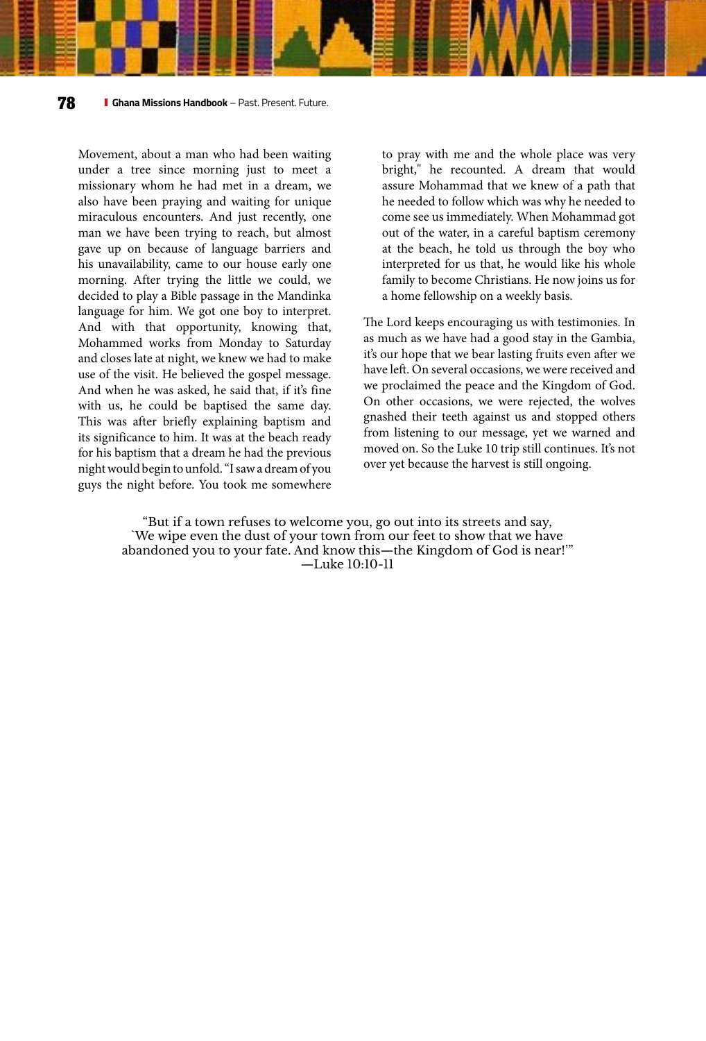Movement, about a man who had been waiting under a tree since morning just to meet a missionary whom he had met in a dream, we also have been praying and waiting for unique miraculous encounters. And just recently, one man we have been trying to reach, but almost gave up on because of language barriers and his unavailability, came to our house early one morning. After trying the little we could, we decided to play a Bible passage in the Mandinka language for him. We got one boy to interpret. And with that opportunity, knowing that, Mohammed works from Monday to Saturday and closes late at night, we knew we had to make use of the visit. He believed the gospel message. And when he was asked, he said that, if it's fine with us, he could be baptised the same day. This was after briefly explaining baptism and its significance to him. It was at the beach ready for his baptism that a dream he had the previous night would begin to unfold. "I saw a dream of you guys the night before. You took me somewhere to pray with me and the whole place was very bright," he recounted. A dream that would assure Mohammad that we knew of a path that he needed to follow which was why he needed to come see us immediately. When Mohammad got out of the water, in a careful baptism ceremony at the beach, he told us through the boy who interpreted for us that, he would like his whole family to become Christians. He now joins us for a home fellowship on a weekly basis.

The Lord keeps encouraging us with testimonies. In as much as we have had a good stay in the Gambia, it's our hope that we bear lasting fruits even after we have left. On several occasions, we were received and we proclaimed the peace and the Kingdom of God. On other occasions, we were rejected, the wolves gnashed their teeth against us and stopped others from listening to our message, yet we warned and moved on. So the Luke 10 trip still continues. It's not over yet because the harvest is still ongoing.

"But if a town refuses to welcome you, go out into its streets and say, `We wipe even the dust of your town from our feet to show that we have abandoned you to your fate. And know this—the Kingdom of God is near!'"
—Luke 10:10-11